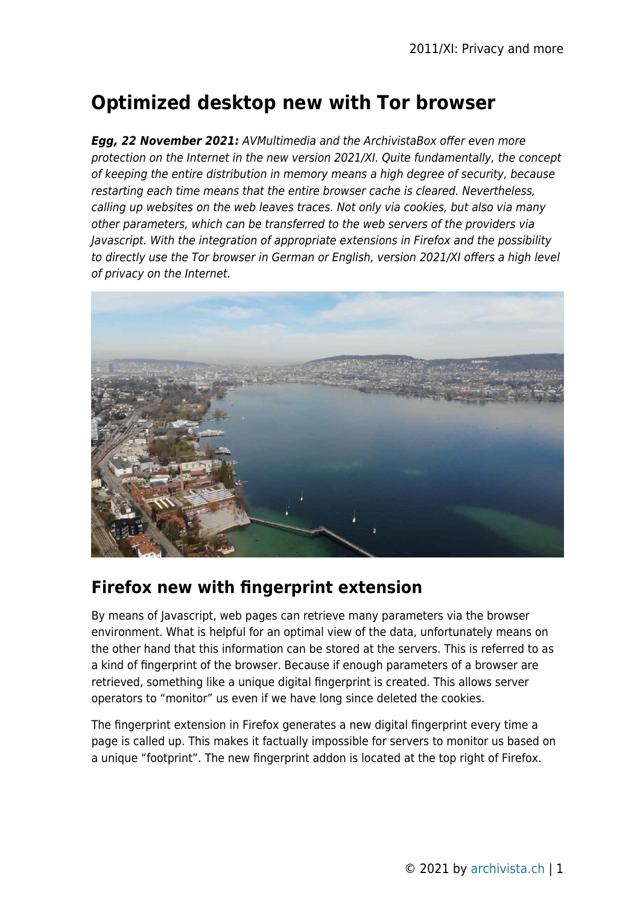# Optimized desktop new with Tor browser

***Egg, 22 November 2021:*** *AVMultimedia and the ArchivistaBox offer even more protection on the Internet in the new version 2021/XI. Quite fundamentally, the concept of keeping the entire distribution in memory means a high degree of security, because restarting each time means that the entire browser cache is cleared. Nevertheless, calling up websites on the web leaves traces. Not only via cookies, but also via many other parameters, which can be transferred to the web servers of the providers via Javascript. With the integration of appropriate extensions in Firefox and the possibility to directly use the Tor browser in German or English, version 2021/XI offers a high level of privacy on the Internet.*

## Firefox new with fingerprint extension

By means of Javascript, web pages can retrieve many parameters via the browser environment. What is helpful for an optimal view of the data, unfortunately means on the other hand that this information can be stored at the servers. This is referred to as a kind of fingerprint of the browser. Because if enough parameters of a browser are retrieved, something like a unique digital fingerprint is created. This allows server operators to "monitor" us even if we have long since deleted the cookies.

The fingerprint extension in Firefox generates a new digital fingerprint every time a page is called up. This makes it factually impossible for servers to monitor us based on a unique "footprint". The new fingerprint addon is located at the top right of Firefox.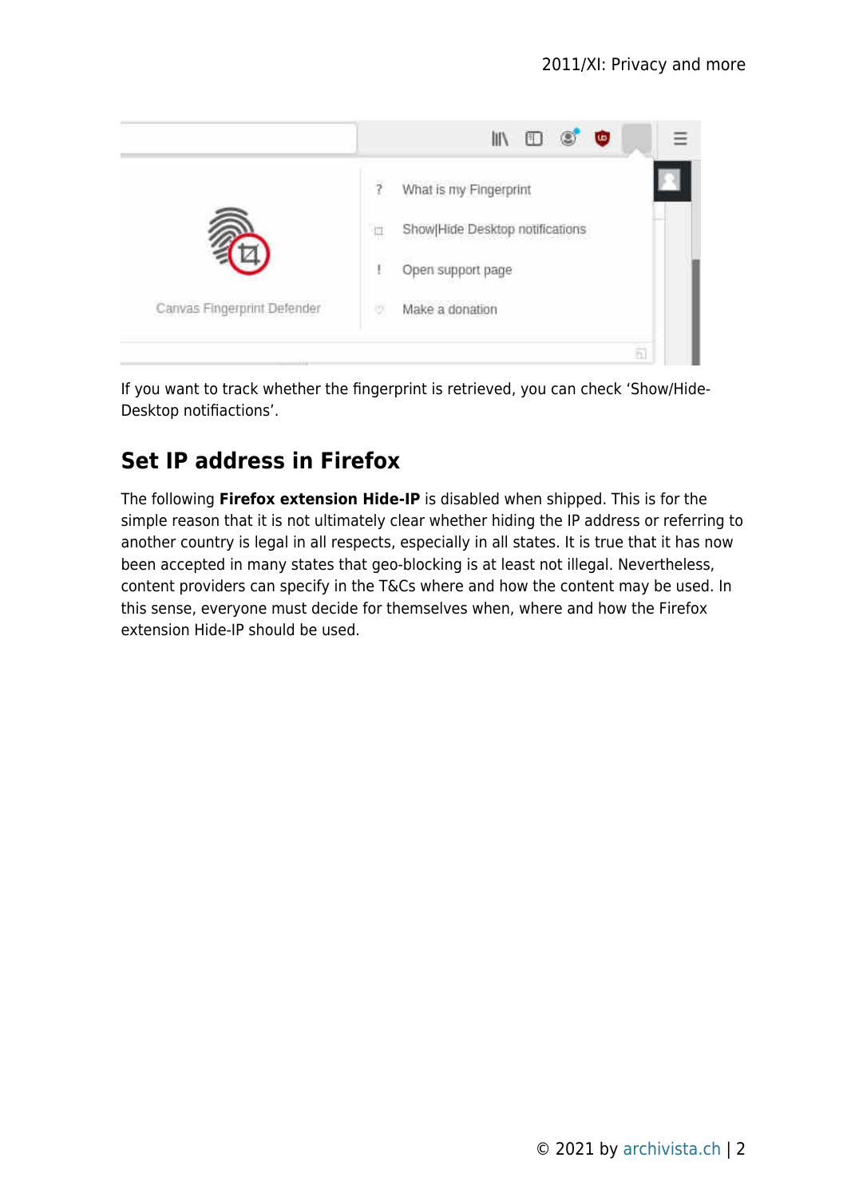If you want to track whether the fingerprint is retrieved, you can check ‘Show/Hide-Desktop notifiactions’.

## Set IP address in Firefox

The following **Firefox extension Hide-IP** is disabled when shipped. This is for the simple reason that it is not ultimately clear whether hiding the IP address or referring to another country is legal in all respects, especially in all states. It is true that it has now been accepted in many states that geo-blocking is at least not illegal. Nevertheless, content providers can specify in the T&Cs where and how the content may be used. In this sense, everyone must decide for themselves when, where and how the Firefox extension Hide-IP should be used.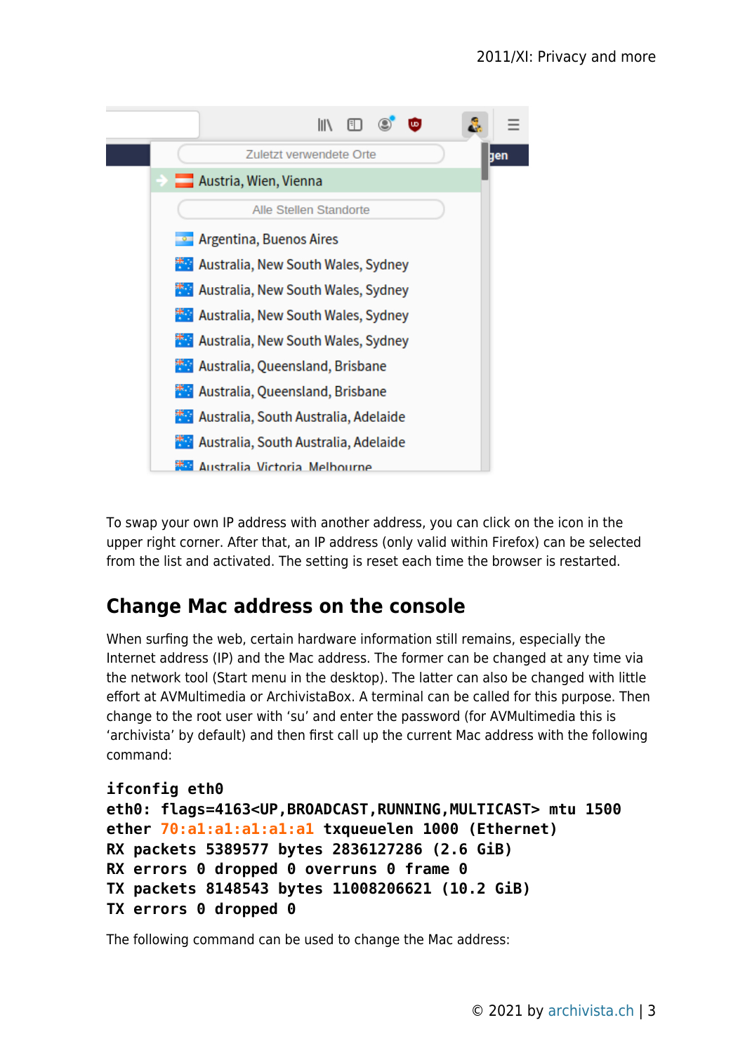To swap your own IP address with another address, you can click on the icon in the upper right corner. After that, an IP address (only valid within Firefox) can be selected from the list and activated. The setting is reset each time the browser is restarted.

## Change Mac address on the console

When surfing the web, certain hardware information still remains, especially the Internet address (IP) and the Mac address. The former can be changed at any time via the network tool (Start menu in the desktop). The latter can also be changed with little effort at AVMultimedia or ArchivistaBox. A terminal can be called for this purpose. Then change to the root user with 'su' and enter the password (for AVMultimedia this is 'archivista' by default) and then first call up the current Mac address with the following command:

```
ifconfig eth0
eth0: flags=4163<UP,BROADCAST,RUNNING,MULTICAST> mtu 1500
ether 70:a1:a1:a1:a1:a1 txqueuelen 1000 (Ethernet)
RX packets 5389577 bytes 2836127286 (2.6 GiB)
RX errors 0 dropped 0 overruns 0 frame 0
TX packets 8148543 bytes 11008206621 (10.2 GiB)
TX errors 0 dropped 0
```

The following command can be used to change the Mac address: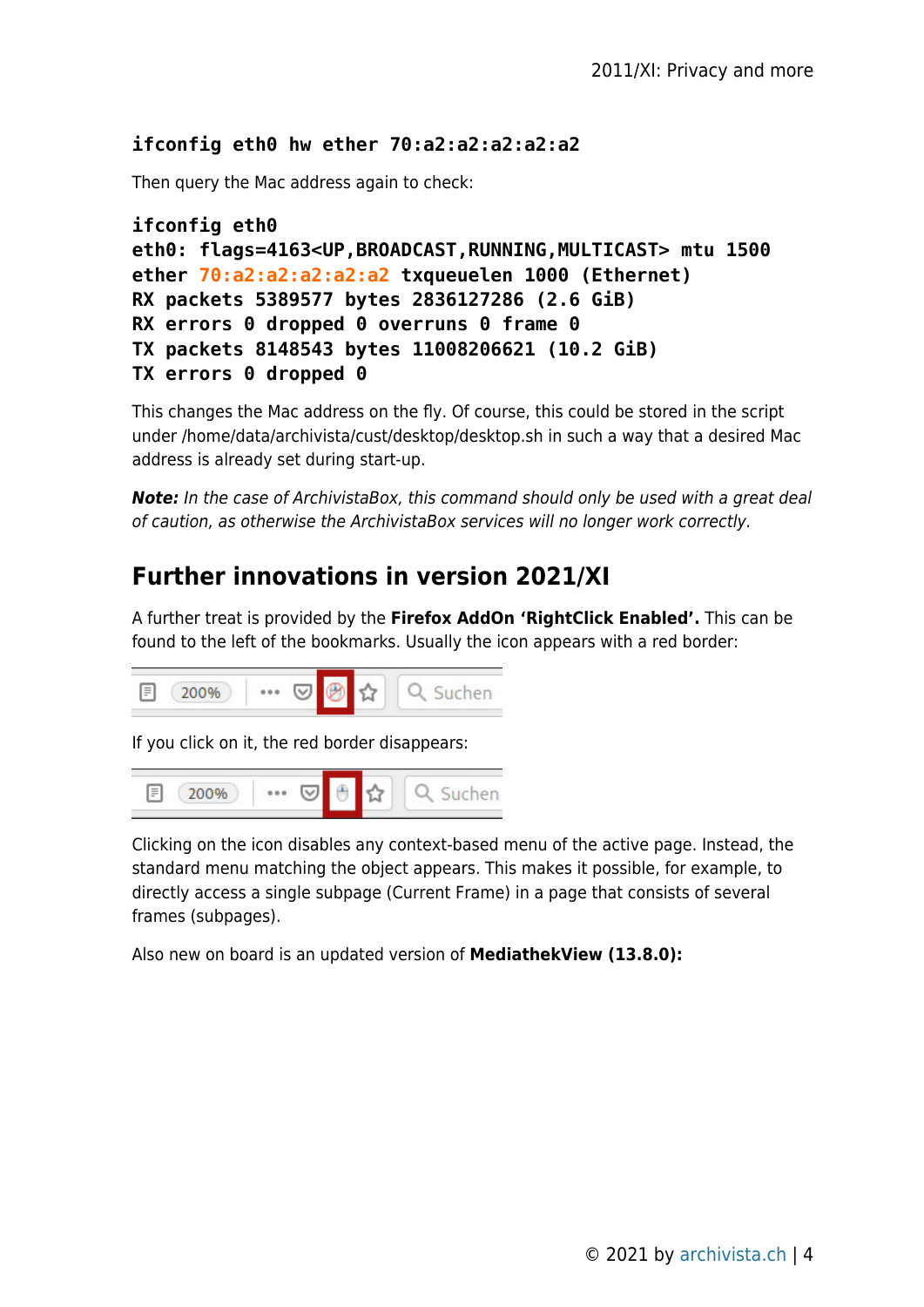```
ifconfig eth0 hw ether 70:a2:a2:a2:a2:a2
```

Then query the Mac address again to check:

```
ifconfig eth0
eth0: flags=4163<UP,BROADCAST,RUNNING,MULTICAST> mtu 1500
ether 70:a2:a2:a2:a2:a2 txqueuelen 1000 (Ethernet)
RX packets 5389577 bytes 2836127286 (2.6 GiB)
RX errors 0 dropped 0 overruns 0 frame 0
TX packets 8148543 bytes 11008206621 (10.2 GiB)
TX errors 0 dropped 0
```

This changes the Mac address on the fly. Of course, this could be stored in the script under /home/data/archivista/cust/desktop/desktop.sh in such a way that a desired Mac address is already set during start-up.

***Note:*** *In the case of ArchivistaBox, this command should only be used with a great deal of caution, as otherwise the ArchivistaBox services will no longer work correctly.*

## Further innovations in version 2021/XI

A further treat is provided by the **Firefox AddOn 'RightClick Enabled'.** This can be found to the left of the bookmarks. Usually the icon appears with a red border:

If you click on it, the red border disappears:

Clicking on the icon disables any context-based menu of the active page. Instead, the standard menu matching the object appears. This makes it possible, for example, to directly access a single subpage (Current Frame) in a page that consists of several frames (subpages).

Also new on board is an updated version of **MediathekView (13.8.0):**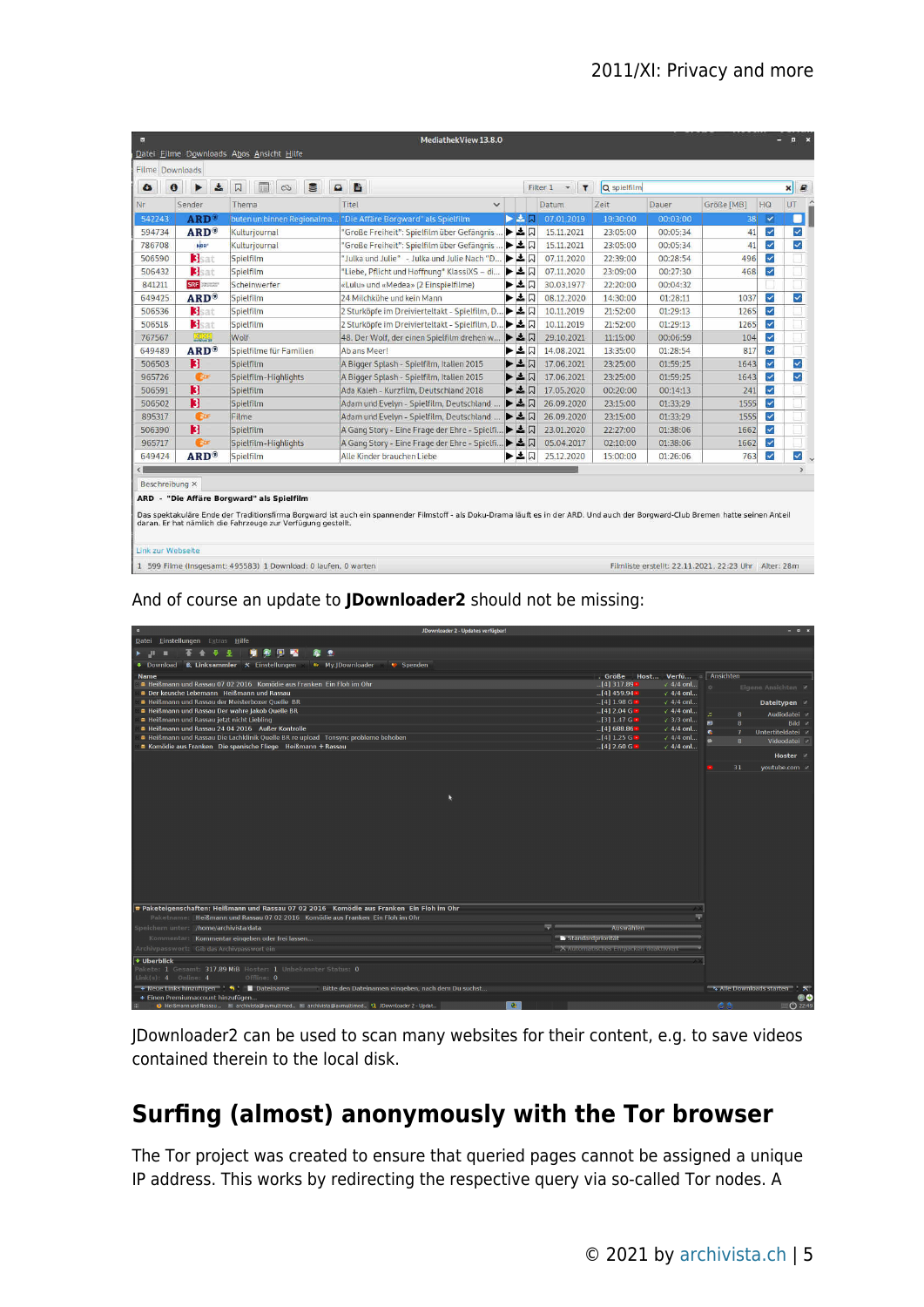And of course an update to **JDownloader2** should not be missing:

JDownloader2 can be used to scan many websites for their content, e.g. to save videos contained therein to the local disk.

## Surfing (almost) anonymously with the Tor browser

The Tor project was created to ensure that queried pages cannot be assigned a unique IP address. This works by redirecting the respective query via so-called Tor nodes. A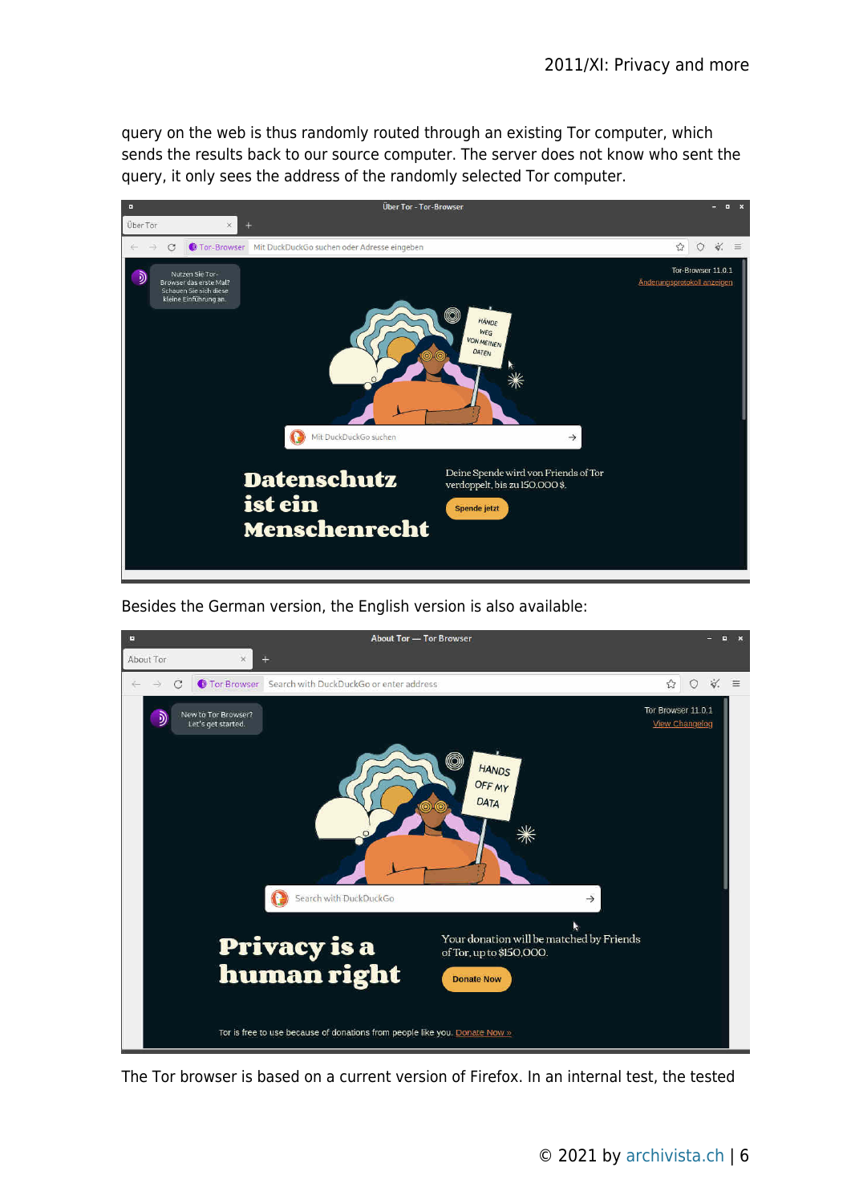query on the web is thus randomly routed through an existing Tor computer, which sends the results back to our source computer. The server does not know who sent the query, it only sees the address of the randomly selected Tor computer.

Besides the German version, the English version is also available:

The Tor browser is based on a current version of Firefox. In an internal test, the tested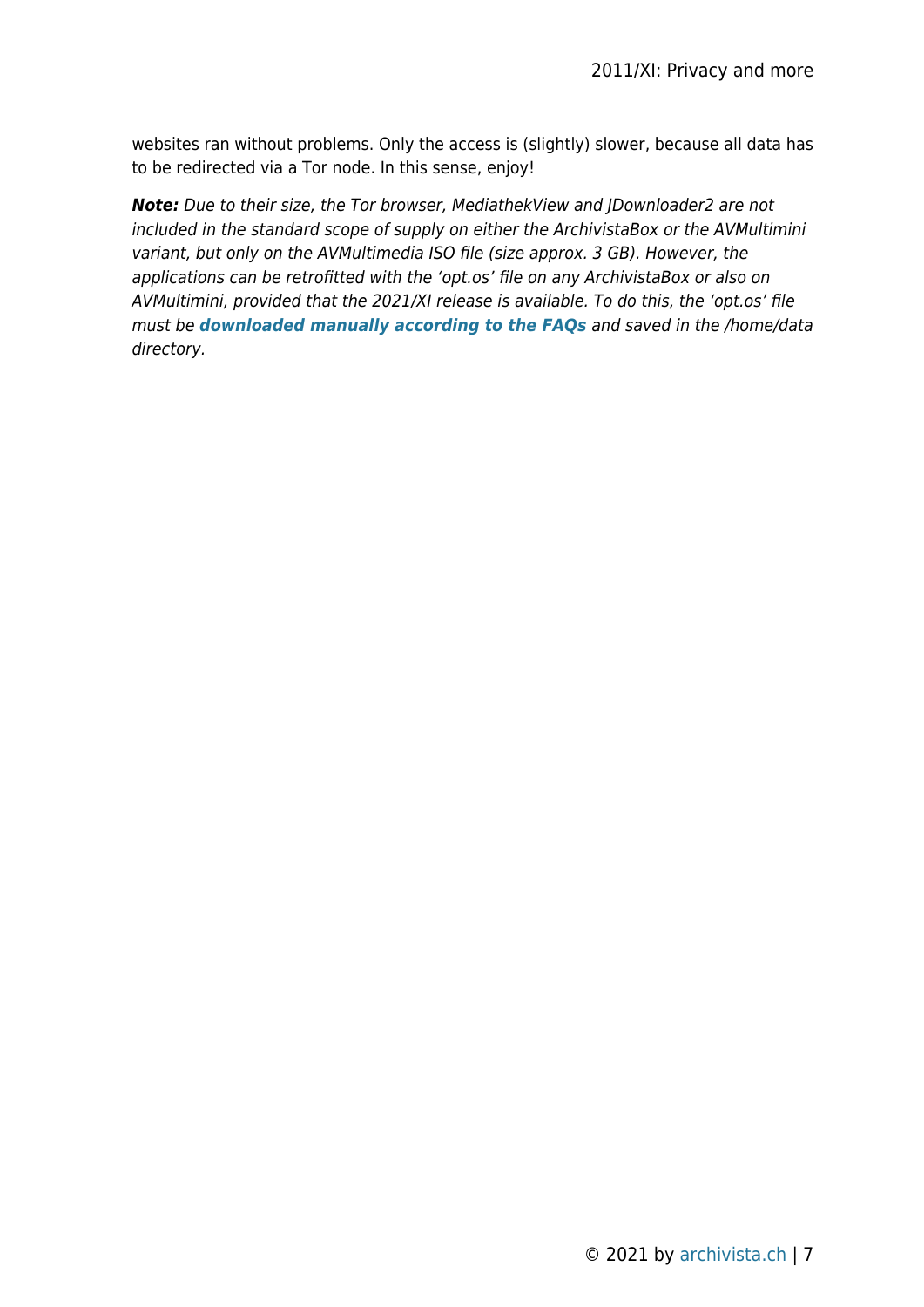websites ran without problems. Only the access is (slightly) slower, because all data has to be redirected via a Tor node. In this sense, enjoy!

***Note:*** *Due to their size, the Tor browser, MediathekView and JDownloader2 are not included in the standard scope of supply on either the ArchivistaBox or the AVMultimini variant, but only on the AVMultimedia ISO file (size approx. 3 GB). However, the applications can be retrofitted with the 'opt.os' file on any ArchivistaBox or also on AVMultimini, provided that the 2021/XI release is available. To do this, the 'opt.os' file must be* ***downloaded manually according to the FAQs*** *and saved in the /home/data directory.*